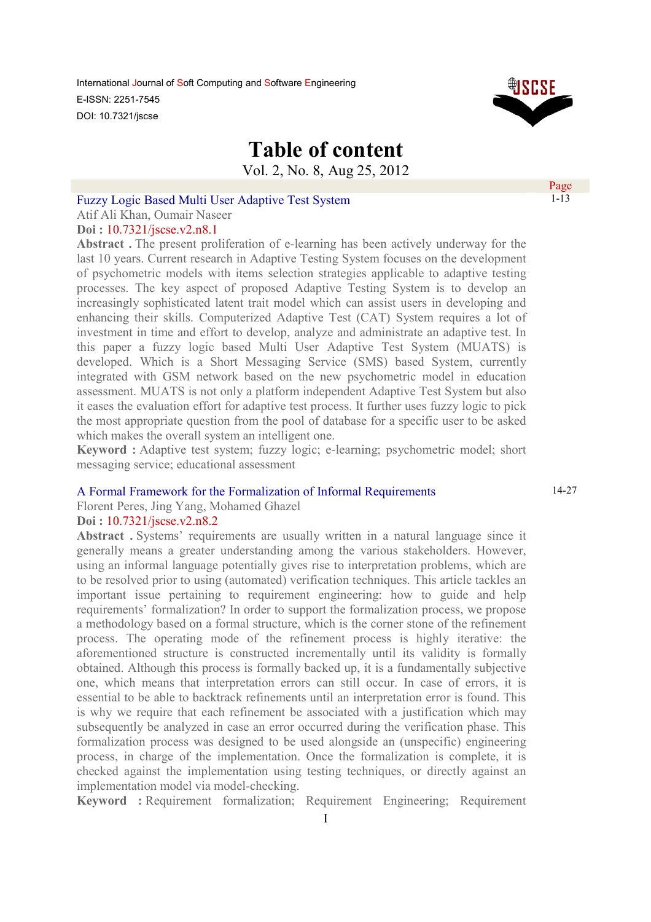International Journal of Soft Computing and Software Engineering
E-ISSN: 2251-7545
DOI: 10.7321/jscse

# Table of content

Vol. 2, No. 8, Aug 25, 2012

Page

## Fuzzy Logic Based Multi User Adaptive Test System
1-13

Atif Ali Khan, Oumair Naseer

**Doi :** 10.7321/jscse.v2.n8.1

**Abstract .** The present proliferation of e-learning has been actively underway for the last 10 years. Current research in Adaptive Testing System focuses on the development of psychometric models with items selection strategies applicable to adaptive testing processes. The key aspect of proposed Adaptive Testing System is to develop an increasingly sophisticated latent trait model which can assist users in developing and enhancing their skills. Computerized Adaptive Test (CAT) System requires a lot of investment in time and effort to develop, analyze and administrate an adaptive test. In this paper a fuzzy logic based Multi User Adaptive Test System (MUATS) is developed. Which is a Short Messaging Service (SMS) based System, currently integrated with GSM network based on the new psychometric model in education assessment. MUATS is not only a platform independent Adaptive Test System but also it eases the evaluation effort for adaptive test process. It further uses fuzzy logic to pick the most appropriate question from the pool of database for a specific user to be asked which makes the overall system an intelligent one.

**Keyword :** Adaptive test system; fuzzy logic; e-learning; psychometric model; short messaging service; educational assessment

## A Formal Framework for the Formalization of Informal Requirements
14-27

Florent Peres, Jing Yang, Mohamed Ghazel

**Doi :** 10.7321/jscse.v2.n8.2

**Abstract .** Systems' requirements are usually written in a natural language since it generally means a greater understanding among the various stakeholders. However, using an informal language potentially gives rise to interpretation problems, which are to be resolved prior to using (automated) verification techniques. This article tackles an important issue pertaining to requirement engineering: how to guide and help requirements' formalization? In order to support the formalization process, we propose a methodology based on a formal structure, which is the corner stone of the refinement process. The operating mode of the refinement process is highly iterative: the aforementioned structure is constructed incrementally until its validity is formally obtained. Although this process is formally backed up, it is a fundamentally subjective one, which means that interpretation errors can still occur. In case of errors, it is essential to be able to backtrack refinements until an interpretation error is found. This is why we require that each refinement be associated with a justification which may subsequently be analyzed in case an error occurred during the verification phase. This formalization process was designed to be used alongside an (unspecific) engineering process, in charge of the implementation. Once the formalization is complete, it is checked against the implementation using testing techniques, or directly against an implementation model via model-checking.

**Keyword :** Requirement formalization; Requirement Engineering; Requirement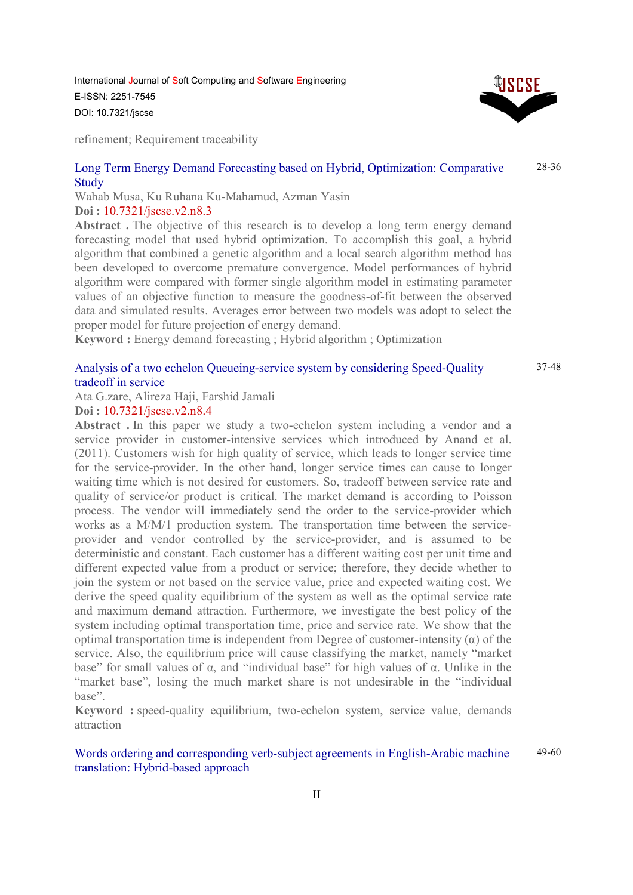refinement; Requirement traceability

### Long Term Energy Demand Forecasting based on Hybrid, Optimization: Comparative Study

28-36

Wahab Musa, Ku Ruhana Ku-Mahamud, Azman Yasin

**Doi :** 10.7321/jscse.v2.n8.3

**Abstract .** The objective of this research is to develop a long term energy demand forecasting model that used hybrid optimization. To accomplish this goal, a hybrid algorithm that combined a genetic algorithm and a local search algorithm method has been developed to overcome premature convergence. Model performances of hybrid algorithm were compared with former single algorithm model in estimating parameter values of an objective function to measure the goodness-of-fit between the observed data and simulated results. Averages error between two models was adopt to select the proper model for future projection of energy demand.

**Keyword :** Energy demand forecasting ; Hybrid algorithm ; Optimization

### Analysis of a two echelon Queueing-service system by considering Speed-Quality tradeoff in service

37-48

Ata G.zare, Alireza Haji, Farshid Jamali

**Doi :** 10.7321/jscse.v2.n8.4

**Abstract .** In this paper we study a two-echelon system including a vendor and a service provider in customer-intensive services which introduced by Anand et al. (2011). Customers wish for high quality of service, which leads to longer service time for the service-provider. In the other hand, longer service times can cause to longer waiting time which is not desired for customers. So, tradeoff between service rate and quality of service/or product is critical. The market demand is according to Poisson process. The vendor will immediately send the order to the service-provider which works as a M/M/1 production system. The transportation time between the service-provider and vendor controlled by the service-provider, and is assumed to be deterministic and constant. Each customer has a different waiting cost per unit time and different expected value from a product or service; therefore, they decide whether to join the system or not based on the service value, price and expected waiting cost. We derive the speed quality equilibrium of the system as well as the optimal service rate and maximum demand attraction. Furthermore, we investigate the best policy of the system including optimal transportation time, price and service rate. We show that the optimal transportation time is independent from Degree of customer-intensity ($\alpha$) of the service. Also, the equilibrium price will cause classifying the market, namely "market base" for small values of $\alpha$, and "individual base" for high values of $\alpha$. Unlike in the "market base", losing the much market share is not undesirable in the "individual base".

**Keyword :** speed-quality equilibrium, two-echelon system, service value, demands attraction

### Words ordering and corresponding verb-subject agreements in English-Arabic machine translation: Hybrid-based approach

49-60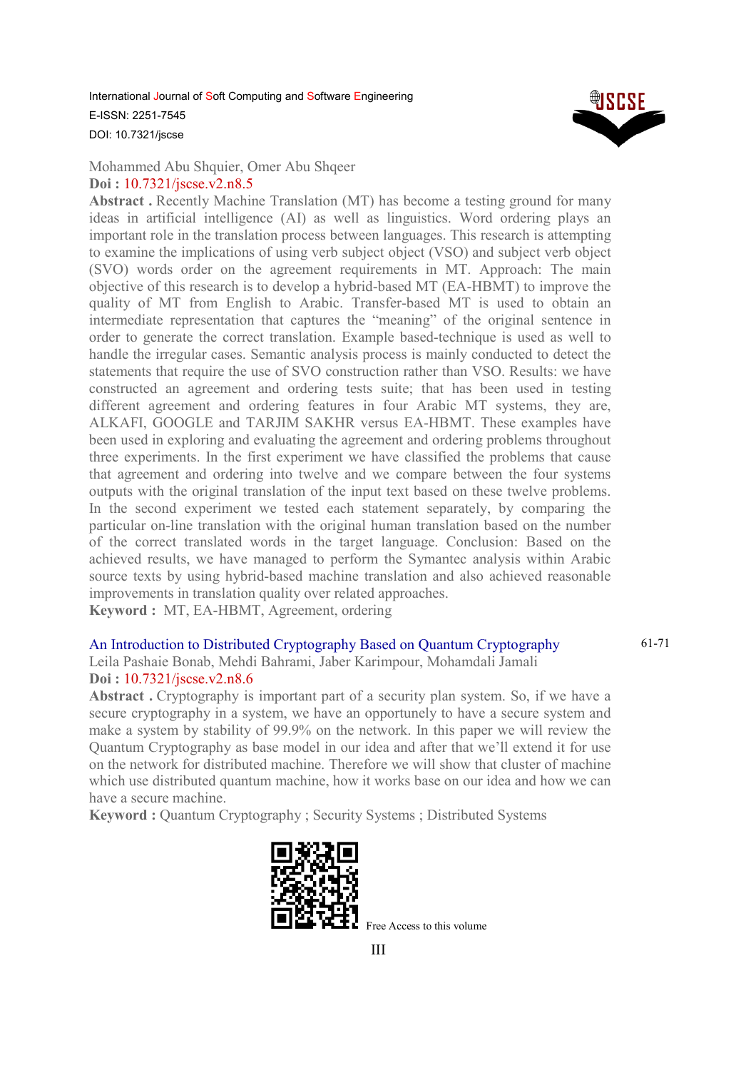Mohammed Abu Shquier, Omer Abu Shqeer

**Doi :** 10.7321/jscse.v2.n8.5

**Abstract .** Recently Machine Translation (MT) has become a testing ground for many ideas in artificial intelligence (AI) as well as linguistics. Word ordering plays an important role in the translation process between languages. This research is attempting to examine the implications of using verb subject object (VSO) and subject verb object (SVO) words order on the agreement requirements in MT. Approach: The main objective of this research is to develop a hybrid-based MT (EA-HBMT) to improve the quality of MT from English to Arabic. Transfer-based MT is used to obtain an intermediate representation that captures the "meaning" of the original sentence in order to generate the correct translation. Example based-technique is used as well to handle the irregular cases. Semantic analysis process is mainly conducted to detect the statements that require the use of SVO construction rather than VSO. Results: we have constructed an agreement and ordering tests suite; that has been used in testing different agreement and ordering features in four Arabic MT systems, they are, ALKAFI, GOOGLE and TARJIM SAKHR versus EA-HBMT. These examples have been used in exploring and evaluating the agreement and ordering problems throughout three experiments. In the first experiment we have classified the problems that cause that agreement and ordering into twelve and we compare between the four systems outputs with the original translation of the input text based on these twelve problems. In the second experiment we tested each statement separately, by comparing the particular on-line translation with the original human translation based on the number of the correct translated words in the target language. Conclusion: Based on the achieved results, we have managed to perform the Symantec analysis within Arabic source texts by using hybrid-based machine translation and also achieved reasonable improvements in translation quality over related approaches.

**Keyword :** MT, EA-HBMT, Agreement, ordering

An Introduction to Distributed Cryptography Based on Quantum Cryptography — 61-71

Leila Pashaie Bonab, Mehdi Bahrami, Jaber Karimpour, Mohamdali Jamali

**Doi :** 10.7321/jscse.v2.n8.6

**Abstract .** Cryptography is important part of a security plan system. So, if we have a secure cryptography in a system, we have an opportunely to have a secure system and make a system by stability of 99.9% on the network. In this paper we will review the Quantum Cryptography as base model in our idea and after that we'll extend it for use on the network for distributed machine. Therefore we will show that cluster of machine which use distributed quantum machine, how it works base on our idea and how we can have a secure machine.

**Keyword :** Quantum Cryptography ; Security Systems ; Distributed Systems

Free Access to this volume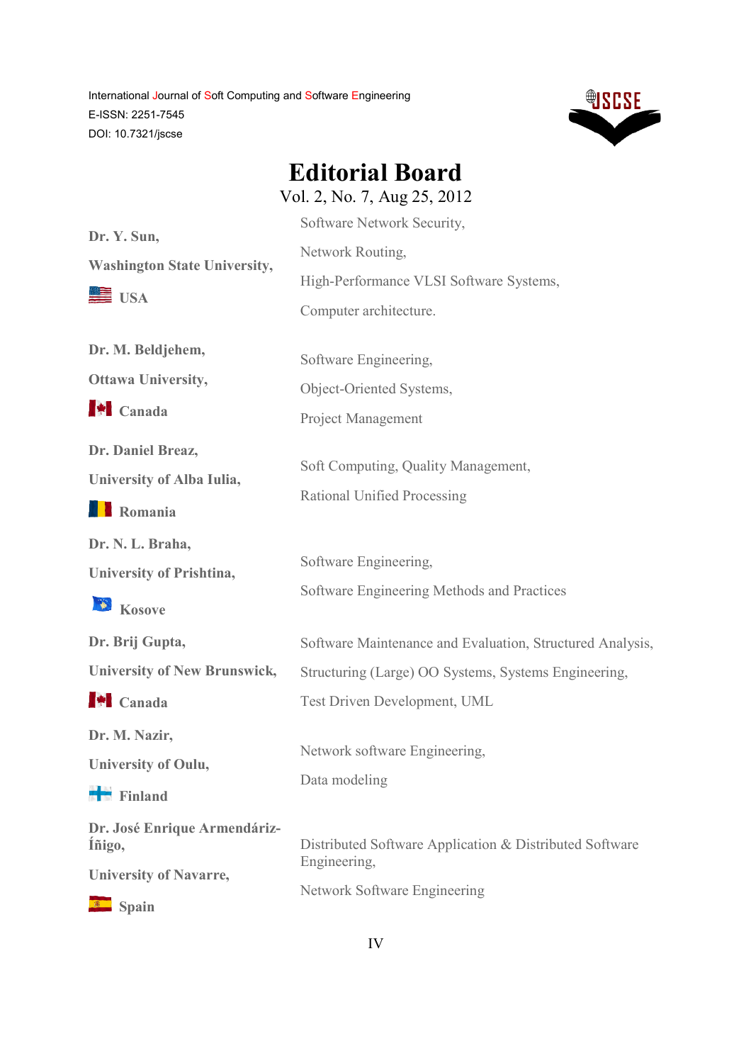# Editorial Board

Vol. 2, No. 7, Aug 25, 2012

| | |
|---|---|
| **Dr. Y. Sun,**<br>**Washington State University,**<br>**USA** | Software Network Security,<br>Network Routing,<br>High-Performance VLSI Software Systems,<br>Computer architecture. |
| **Dr. M. Beldjehem,**<br>**Ottawa University,**<br>**Canada** | Software Engineering,<br>Object-Oriented Systems,<br>Project Management |
| **Dr. Daniel Breaz,**<br>**University of Alba Iulia,**<br>**Romania** | Soft Computing, Quality Management,<br>Rational Unified Processing |
| **Dr. N. L. Braha,**<br>**University of Prishtina,**<br>**Kosove** | Software Engineering,<br>Software Engineering Methods and Practices |
| **Dr. Brij Gupta,**<br>**University of New Brunswick,**<br>**Canada** | Software Maintenance and Evaluation, Structured Analysis,<br>Structuring (Large) OO Systems, Systems Engineering,<br>Test Driven Development, UML |
| **Dr. M. Nazir,**<br>**University of Oulu,**<br>**Finland** | Network software Engineering,<br>Data modeling |
| **Dr. José Enrique Armendáriz-Íñigo,**<br>**University of Navarre,**<br>**Spain** | Distributed Software Application & Distributed Software Engineering,<br>Network Software Engineering |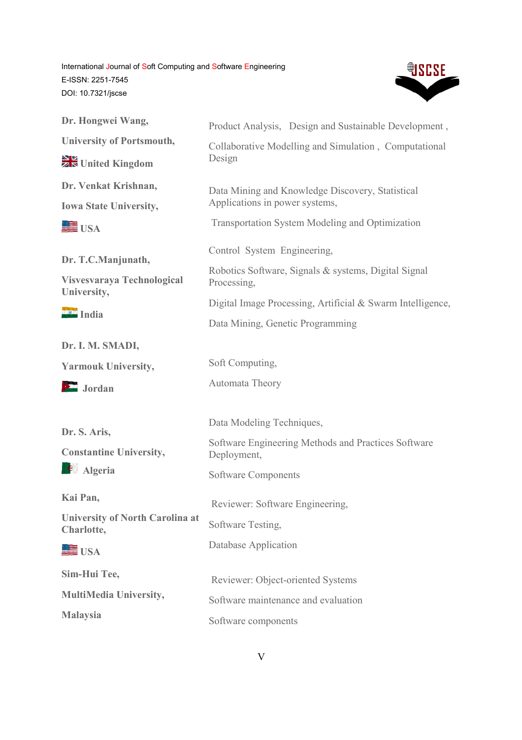| | |
|---|---|
| **Dr. Hongwei Wang,**<br>**University of Portsmouth,**<br>**United Kingdom** | Product Analysis, Design and Sustainable Development ,<br>Collaborative Modelling and Simulation , Computational Design |
| **Dr. Venkat Krishnan,**<br>**Iowa State University,**<br>**USA** | Data Mining and Knowledge Discovery, Statistical Applications in power systems,<br>Transportation System Modeling and Optimization |
| **Dr. T.C.Manjunath,**<br>**Visvesvaraya Technological University,**<br>**India** | Control System Engineering,<br>Robotics Software, Signals & systems, Digital Signal Processing,<br>Digital Image Processing, Artificial & Swarm Intelligence,<br>Data Mining, Genetic Programming |
| **Dr. I. M. SMADI,**<br>**Yarmouk University,**<br>**Jordan** | Soft Computing,<br>Automata Theory |
| **Dr. S. Aris,**<br>**Constantine University,**<br>**Algeria** | Data Modeling Techniques,<br>Software Engineering Methods and Practices Software Deployment,<br>Software Components |
| **Kai Pan,**<br>**University of North Carolina at Charlotte,**<br>**USA** | Reviewer: Software Engineering,<br>Software Testing,<br>Database Application |
| **Sim-Hui Tee,**<br>**MultiMedia University,**<br>**Malaysia** | Reviewer: Object-oriented Systems<br>Software maintenance and evaluation<br>Software components |